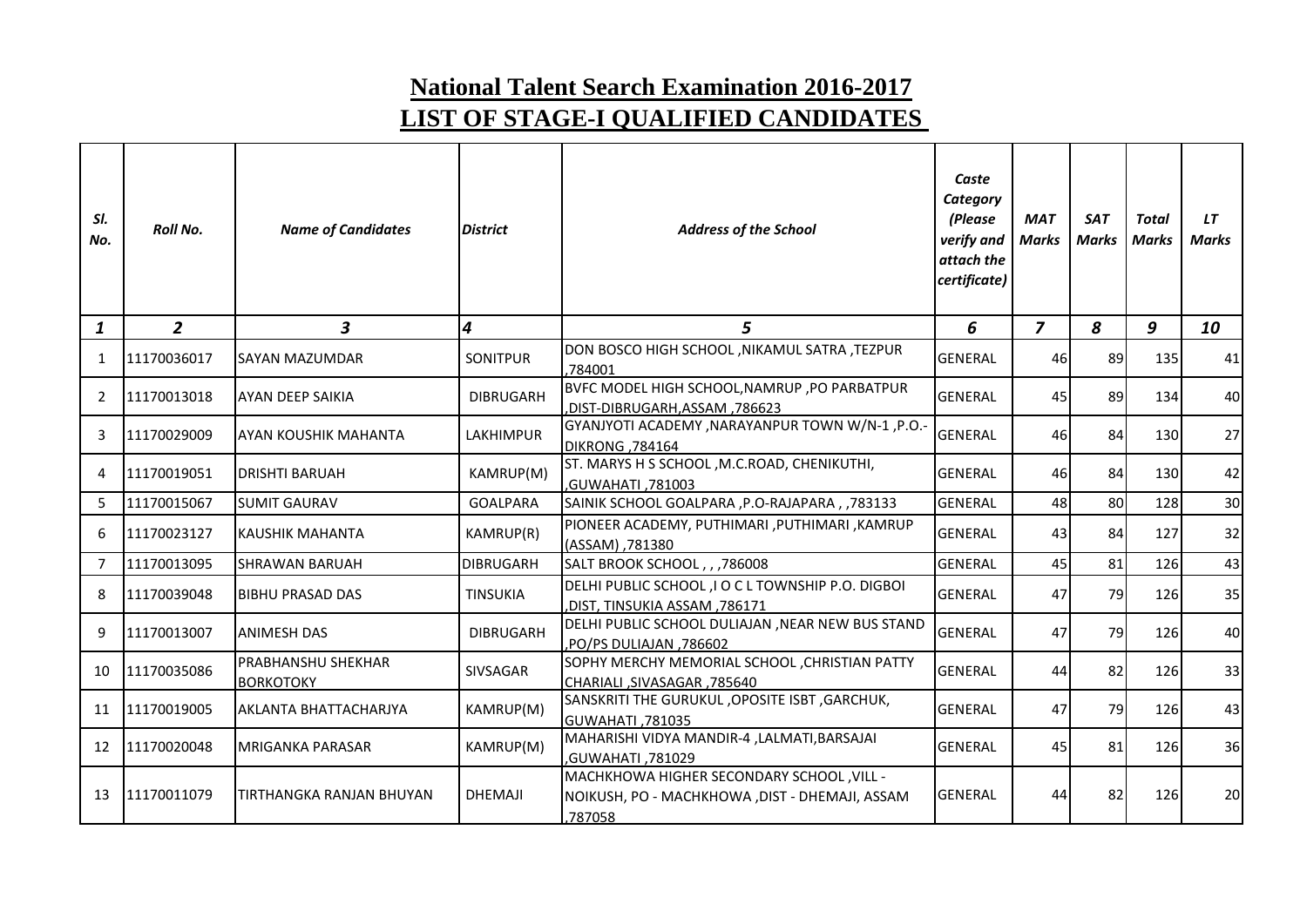# National Talent Search Examination 2016-2017

## LIST OF STAGE-I QUALIFIED CANDIDATES

| *Sl. No.* | *Roll No.* | *Name of Candidates* | *District* | *Address of the School* | *Caste Category (Please verify and attach the certificate)* | *MAT Marks* | *SAT Marks* | *Total Marks* | *LT Marks* |
|---|---|---|---|---|---|---|---|---|---|
| *1* | *2* | *3* | *4* | *5* | *6* | *7* | *8* | *9* | *10* |
| 1 | 11170036017 | SAYAN MAZUMDAR | SONITPUR | DON BOSCO HIGH SCHOOL ,NIKAMUL SATRA ,TEZPUR ,784001 | GENERAL | 46 | 89 | 135 | 41 |
| 2 | 11170013018 | AYAN DEEP SAIKIA | DIBRUGARH | BVFC MODEL HIGH SCHOOL,NAMRUP ,PO PARBATPUR ,DIST-DIBRUGARH,ASSAM ,786623 | GENERAL | 45 | 89 | 134 | 40 |
| 3 | 11170029009 | AYAN KOUSHIK MAHANTA | LAKHIMPUR | GYANJYOTI ACADEMY ,NARAYANPUR TOWN W/N-1 ,P.O.-DIKRONG ,784164 | GENERAL | 46 | 84 | 130 | 27 |
| 4 | 11170019051 | DRISHTI BARUAH | KAMRUP(M) | ST. MARYS H S SCHOOL ,M.C.ROAD, CHENIKUTHI, ,GUWAHATI ,781003 | GENERAL | 46 | 84 | 130 | 42 |
| 5 | 11170015067 | SUMIT GAURAV | GOALPARA | SAINIK SCHOOL GOALPARA ,P.O-RAJAPARA , ,783133 | GENERAL | 48 | 80 | 128 | 30 |
| 6 | 11170023127 | KAUSHIK MAHANTA | KAMRUP(R) | PIONEER ACADEMY, PUTHIMARI ,PUTHIMARI ,KAMRUP (ASSAM) ,781380 | GENERAL | 43 | 84 | 127 | 32 |
| 7 | 11170013095 | SHRAWAN BARUAH | DIBRUGARH | SALT BROOK SCHOOL , , ,786008 | GENERAL | 45 | 81 | 126 | 43 |
| 8 | 11170039048 | BIBHU PRASAD DAS | TINSUKIA | DELHI PUBLIC SCHOOL ,I O C L TOWNSHIP P.O. DIGBOI ,DIST, TINSUKIA ASSAM ,786171 | GENERAL | 47 | 79 | 126 | 35 |
| 9 | 11170013007 | ANIMESH DAS | DIBRUGARH | DELHI PUBLIC SCHOOL DULIAJAN ,NEAR NEW BUS STAND ,PO/PS DULIAJAN ,786602 | GENERAL | 47 | 79 | 126 | 40 |
| 10 | 11170035086 | PRABHANSHU SHEKHAR BORKOTOKY | SIVSAGAR | SOPHY MERCHY MEMORIAL SCHOOL ,CHRISTIAN PATTY CHARIALI ,SIVASAGAR ,785640 | GENERAL | 44 | 82 | 126 | 33 |
| 11 | 11170019005 | AKLANTA BHATTACHARJYA | KAMRUP(M) | SANSKRITI THE GURUKUL ,OPOSITE ISBT ,GARCHUK, GUWAHATI ,781035 | GENERAL | 47 | 79 | 126 | 43 |
| 12 | 11170020048 | MRIGANKA PARASAR | KAMRUP(M) | MAHARISHI VIDYA MANDIR-4 ,LALMATI,BARSAJAI ,GUWAHATI ,781029 | GENERAL | 45 | 81 | 126 | 36 |
| 13 | 11170011079 | TIRTHANGKA RANJAN BHUYAN | DHEMAJI | MACHKHOWA HIGHER SECONDARY SCHOOL ,VILL - NOIKUSH, PO - MACHKHOWA ,DIST - DHEMAJI, ASSAM ,787058 | GENERAL | 44 | 82 | 126 | 20 |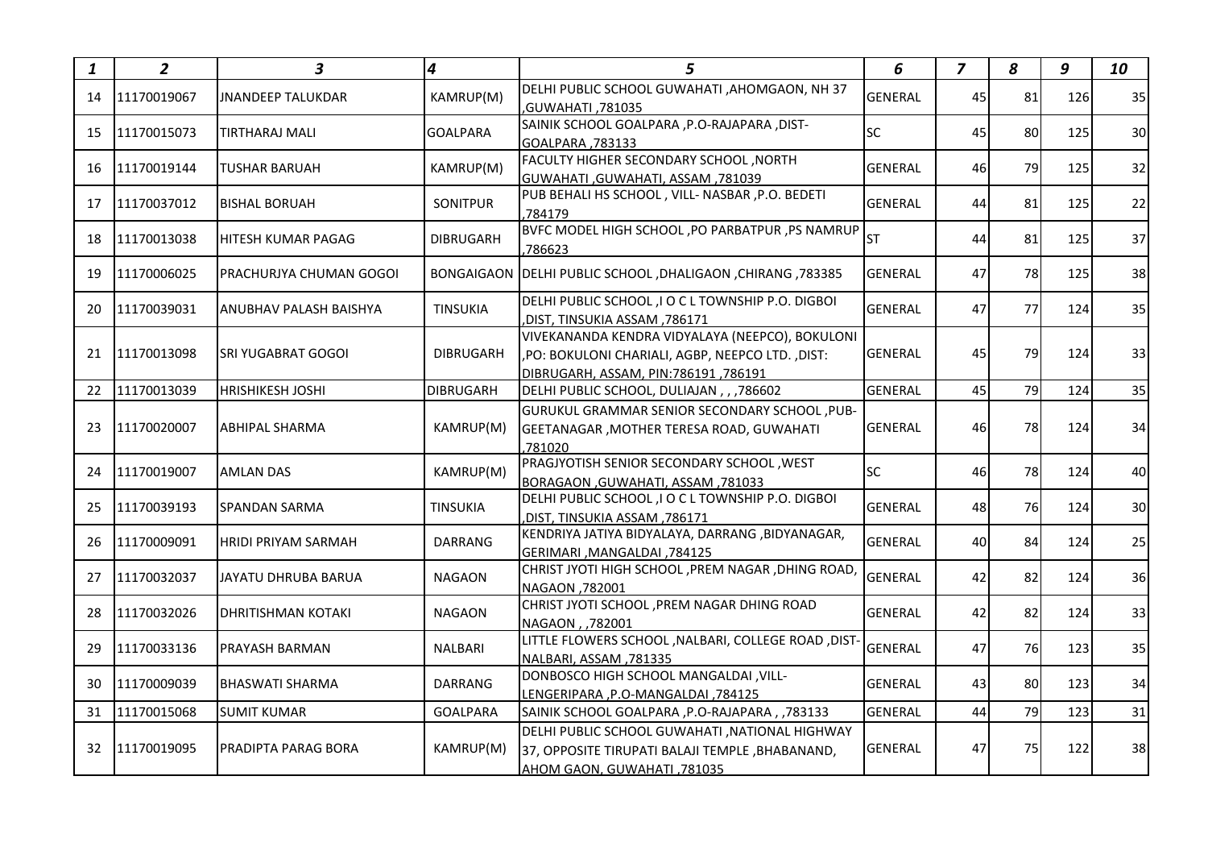| 1 | 2 | 3 | 4 | 5 | 6 | 7 | 8 | 9 | 10 |
|---|---|---|---|---|---|---|---|---|---|
| 14 | 11170019067 | JNANDEEP TALUKDAR | KAMRUP(M) | DELHI PUBLIC SCHOOL GUWAHATI ,AHOMGAON, NH 37 ,GUWAHATI ,781035 | GENERAL | 45 | 81 | 126 | 35 |
| 15 | 11170015073 | TIRTHARAJ MALI | GOALPARA | SAINIK SCHOOL GOALPARA ,P.O-RAJAPARA ,DIST-GOALPARA ,783133 | SC | 45 | 80 | 125 | 30 |
| 16 | 11170019144 | TUSHAR BARUAH | KAMRUP(M) | FACULTY HIGHER SECONDARY SCHOOL ,NORTH GUWAHATI ,GUWAHATI, ASSAM ,781039 | GENERAL | 46 | 79 | 125 | 32 |
| 17 | 11170037012 | BISHAL BORUAH | SONITPUR | PUB BEHALI HS SCHOOL , VILL- NASBAR ,P.O. BEDETI ,784179 | GENERAL | 44 | 81 | 125 | 22 |
| 18 | 11170013038 | HITESH KUMAR PAGAG | DIBRUGARH | BVFC MODEL HIGH SCHOOL ,PO PARBATPUR ,PS NAMRUP ,786623 | ST | 44 | 81 | 125 | 37 |
| 19 | 11170006025 | PRACHURJYA CHUMAN GOGOI | BONGAIGAON | DELHI PUBLIC SCHOOL ,DHALIGAON ,CHIRANG ,783385 | GENERAL | 47 | 78 | 125 | 38 |
| 20 | 11170039031 | ANUBHAV PALASH BAISHYA | TINSUKIA | DELHI PUBLIC SCHOOL ,I O C L TOWNSHIP P.O. DIGBOI ,DIST, TINSUKIA ASSAM ,786171 | GENERAL | 47 | 77 | 124 | 35 |
| 21 | 11170013098 | SRI YUGABRAT GOGOI | DIBRUGARH | VIVEKANANDA KENDRA VIDYALAYA (NEEPCO), BOKULONI ,PO: BOKULONI CHARIALI, AGBP, NEEPCO LTD. ,DIST: DIBRUGARH, ASSAM, PIN:786191 ,786191 | GENERAL | 45 | 79 | 124 | 33 |
| 22 | 11170013039 | HRISHIKESH JOSHI | DIBRUGARH | DELHI PUBLIC SCHOOL, DULIAJAN , , ,786602 | GENERAL | 45 | 79 | 124 | 35 |
| 23 | 11170020007 | ABHIPAL SHARMA | KAMRUP(M) | GURUKUL GRAMMAR SENIOR SECONDARY SCHOOL ,PUB-GEETANAGAR ,MOTHER TERESA ROAD, GUWAHATI ,781020 | GENERAL | 46 | 78 | 124 | 34 |
| 24 | 11170019007 | AMLAN DAS | KAMRUP(M) | PRAGJYOTISH SENIOR SECONDARY SCHOOL ,WEST BORAGAON ,GUWAHATI, ASSAM ,781033 | SC | 46 | 78 | 124 | 40 |
| 25 | 11170039193 | SPANDAN SARMA | TINSUKIA | DELHI PUBLIC SCHOOL ,I O C L TOWNSHIP P.O. DIGBOI ,DIST, TINSUKIA ASSAM ,786171 | GENERAL | 48 | 76 | 124 | 30 |
| 26 | 11170009091 | HRIDI PRIYAM SARMAH | DARRANG | KENDRIYA JATIYA BIDYALAYA, DARRANG ,BIDYANAGAR, GERIMARI ,MANGALDAI ,784125 | GENERAL | 40 | 84 | 124 | 25 |
| 27 | 11170032037 | JAYATU DHRUBA BARUA | NAGAON | CHRIST JYOTI HIGH SCHOOL ,PREM NAGAR ,DHING ROAD, NAGAON ,782001 | GENERAL | 42 | 82 | 124 | 36 |
| 28 | 11170032026 | DHRITISHMAN KOTAKI | NAGAON | CHRIST JYOTI SCHOOL ,PREM NAGAR DHING ROAD NAGAON , ,782001 | GENERAL | 42 | 82 | 124 | 33 |
| 29 | 11170033136 | PRAYASH BARMAN | NALBARI | LITTLE FLOWERS SCHOOL ,NALBARI, COLLEGE ROAD ,DIST-NALBARI, ASSAM ,781335 | GENERAL | 47 | 76 | 123 | 35 |
| 30 | 11170009039 | BHASWATI SHARMA | DARRANG | DONBOSCO HIGH SCHOOL MANGALDAI ,VILL-LENGERIPARA ,P.O-MANGALDAI ,784125 | GENERAL | 43 | 80 | 123 | 34 |
| 31 | 11170015068 | SUMIT KUMAR | GOALPARA | SAINIK SCHOOL GOALPARA ,P.O-RAJAPARA , ,783133 | GENERAL | 44 | 79 | 123 | 31 |
| 32 | 11170019095 | PRADIPTA PARAG BORA | KAMRUP(M) | DELHI PUBLIC SCHOOL GUWAHATI ,NATIONAL HIGHWAY 37, OPPOSITE TIRUPATI BALAJI TEMPLE ,BHABANAND, AHOM GAON, GUWAHATI ,781035 | GENERAL | 47 | 75 | 122 | 38 |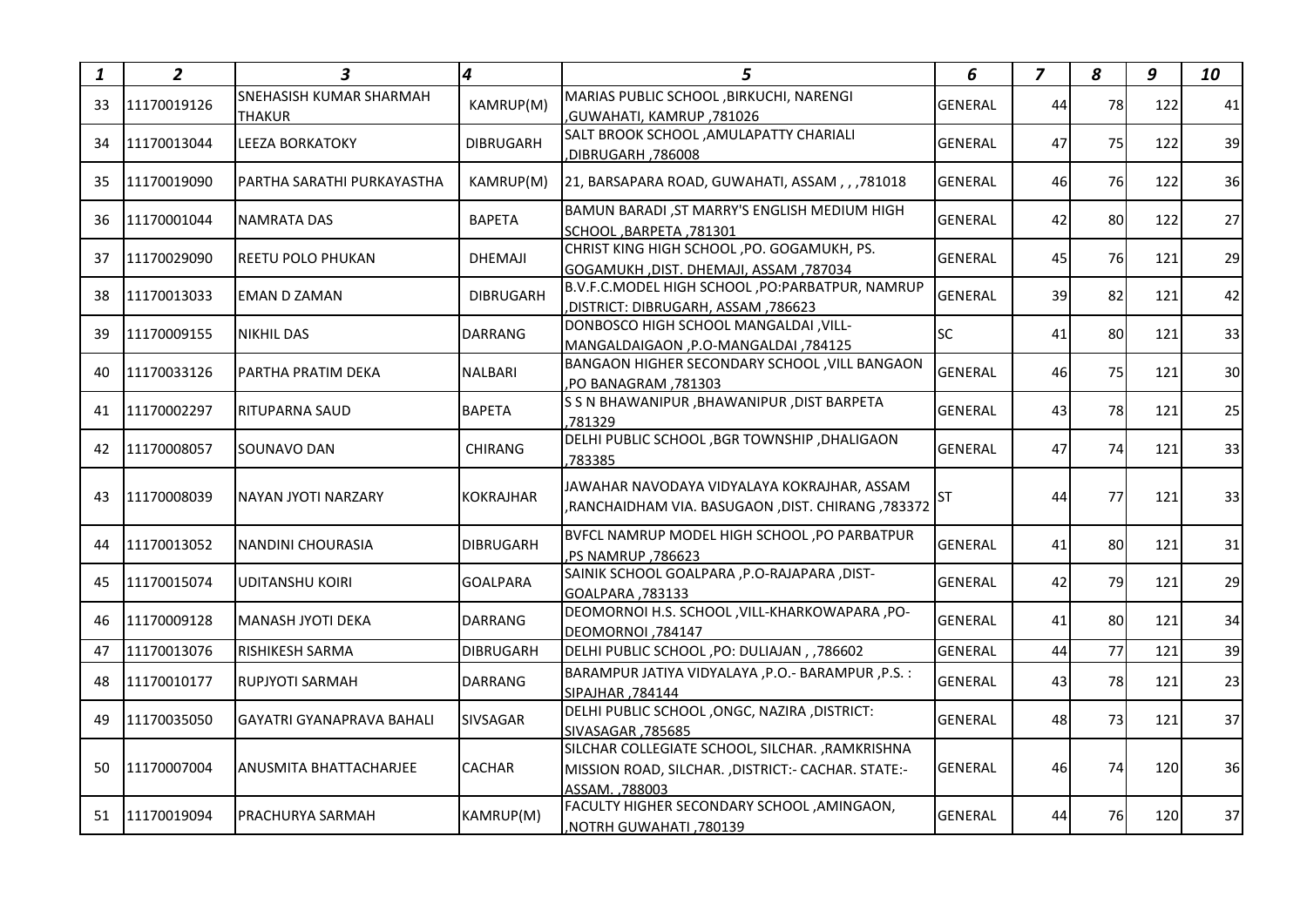| 1 | 2 | 3 | 4 | 5 | 6 | 7 | 8 | 9 | 10 |
|---|---|---|---|---|---|---|---|---|---|
| 33 | 11170019126 | SNEHASISH KUMAR SHARMAH THAKUR | KAMRUP(M) | MARIAS PUBLIC SCHOOL ,BIRKUCHI, NARENGI ,GUWAHATI, KAMRUP ,781026 | GENERAL | 44 | 78 | 122 | 41 |
| 34 | 11170013044 | LEEZA BORKATOKY | DIBRUGARH | SALT BROOK SCHOOL ,AMULAPATTY CHARIALI ,DIBRUGARH ,786008 | GENERAL | 47 | 75 | 122 | 39 |
| 35 | 11170019090 | PARTHA SARATHI PURKAYASTHA | KAMRUP(M) | 21, BARSAPARA ROAD, GUWAHATI, ASSAM , , ,781018 | GENERAL | 46 | 76 | 122 | 36 |
| 36 | 11170001044 | NAMRATA DAS | BAPETA | BAMUN BARADI ,ST MARRY'S ENGLISH MEDIUM HIGH SCHOOL ,BARPETA ,781301 | GENERAL | 42 | 80 | 122 | 27 |
| 37 | 11170029090 | REETU POLO PHUKAN | DHEMAJI | CHRIST KING HIGH SCHOOL ,PO. GOGAMUKH, PS. GOGAMUKH ,DIST. DHEMAJI, ASSAM ,787034 | GENERAL | 45 | 76 | 121 | 29 |
| 38 | 11170013033 | EMAN D ZAMAN | DIBRUGARH | B.V.F.C.MODEL HIGH SCHOOL ,PO:PARBATPUR, NAMRUP ,DISTRICT: DIBRUGARH, ASSAM ,786623 | GENERAL | 39 | 82 | 121 | 42 |
| 39 | 11170009155 | NIKHIL DAS | DARRANG | DONBOSCO HIGH SCHOOL MANGALDAI ,VILL-MANGALDAIGAON ,P.O-MANGALDAI ,784125 | SC | 41 | 80 | 121 | 33 |
| 40 | 11170033126 | PARTHA PRATIM DEKA | NALBARI | BANGAON HIGHER SECONDARY SCHOOL ,VILL BANGAON ,PO BANAGRAM ,781303 | GENERAL | 46 | 75 | 121 | 30 |
| 41 | 11170002297 | RITUPARNA SAUD | BAPETA | S S N BHAWANIPUR ,BHAWANIPUR ,DIST BARPETA ,781329 | GENERAL | 43 | 78 | 121 | 25 |
| 42 | 11170008057 | SOUNAVO DAN | CHIRANG | DELHI PUBLIC SCHOOL ,BGR TOWNSHIP ,DHALIGAON ,783385 | GENERAL | 47 | 74 | 121 | 33 |
| 43 | 11170008039 | NAYAN JYOTI NARZARY | KOKRAJHAR | JAWAHAR NAVODAYA VIDYALAYA KOKRAJHAR, ASSAM ,RANCHAIDHAM VIA. BASUGAON ,DIST. CHIRANG ,783372 | ST | 44 | 77 | 121 | 33 |
| 44 | 11170013052 | NANDINI CHOURASIA | DIBRUGARH | BVFCL NAMRUP MODEL HIGH SCHOOL ,PO PARBATPUR ,PS NAMRUP ,786623 | GENERAL | 41 | 80 | 121 | 31 |
| 45 | 11170015074 | UDITANSHU KOIRI | GOALPARA | SAINIK SCHOOL GOALPARA ,P.O-RAJAPARA ,DIST-GOALPARA ,783133 | GENERAL | 42 | 79 | 121 | 29 |
| 46 | 11170009128 | MANASH JYOTI DEKA | DARRANG | DEOMORNOI H.S. SCHOOL ,VILL-KHARKOWAPARA ,PO-DEOMORNOI ,784147 | GENERAL | 41 | 80 | 121 | 34 |
| 47 | 11170013076 | RISHIKESH SARMA | DIBRUGARH | DELHI PUBLIC SCHOOL ,PO: DULIAJAN , ,786602 | GENERAL | 44 | 77 | 121 | 39 |
| 48 | 11170010177 | RUPJYOTI SARMAH | DARRANG | BARAMPUR JATIYA VIDYALAYA ,P.O.- BARAMPUR ,P.S. : SIPAJHAR ,784144 | GENERAL | 43 | 78 | 121 | 23 |
| 49 | 11170035050 | GAYATRI GYANAPRAVA BAHALI | SIVSAGAR | DELHI PUBLIC SCHOOL ,ONGC, NAZIRA ,DISTRICT: SIVASAGAR ,785685 | GENERAL | 48 | 73 | 121 | 37 |
| 50 | 11170007004 | ANUSMITA BHATTACHARJEE | CACHAR | SILCHAR COLLEGIATE SCHOOL, SILCHAR. ,RAMKRISHNA MISSION ROAD, SILCHAR. ,DISTRICT:- CACHAR. STATE:- ASSAM. ,788003 | GENERAL | 46 | 74 | 120 | 36 |
| 51 | 11170019094 | PRACHURYA SARMAH | KAMRUP(M) | FACULTY HIGHER SECONDARY SCHOOL ,AMINGAON, ,NOTRH GUWAHATI ,780139 | GENERAL | 44 | 76 | 120 | 37 |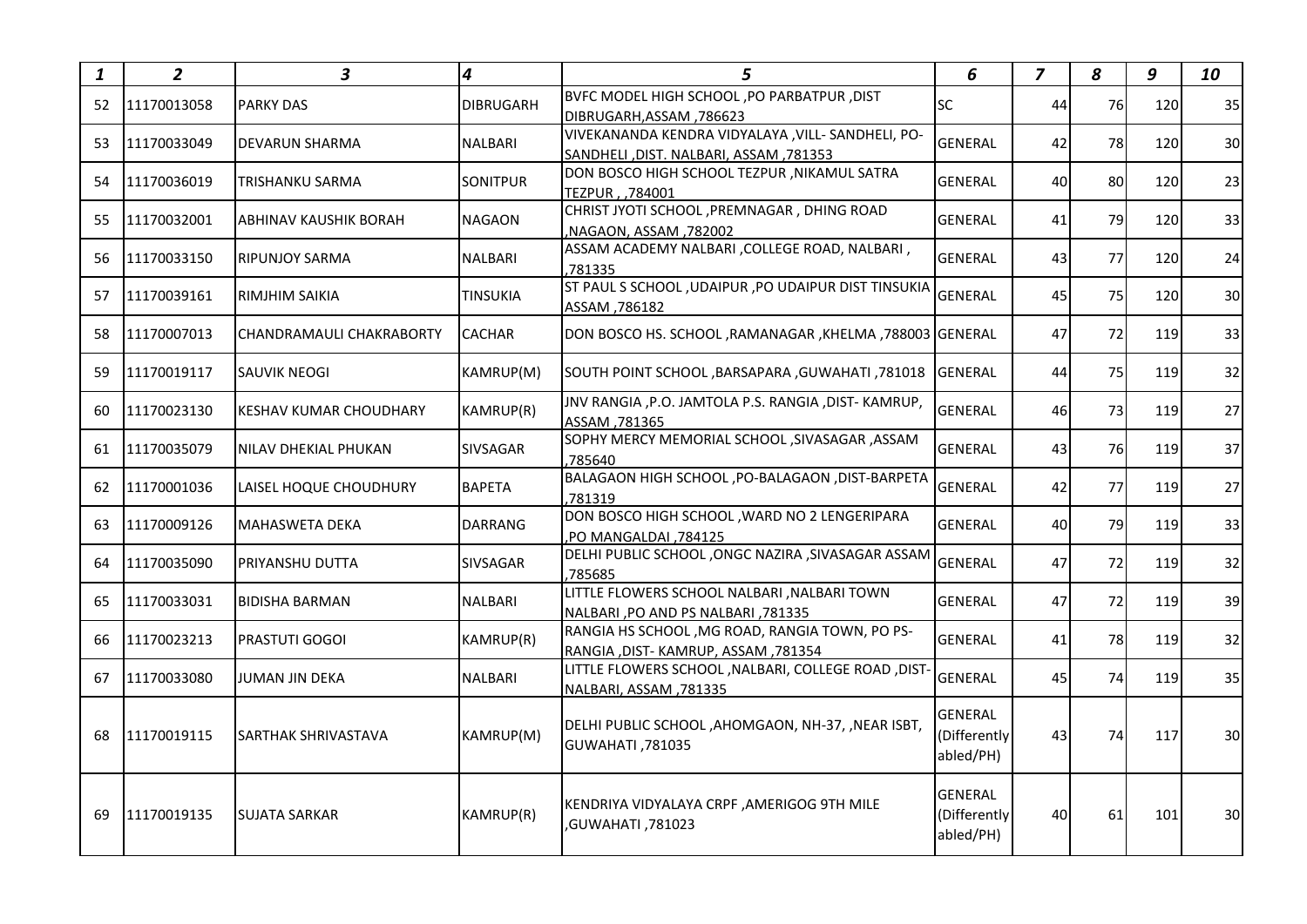| 1 | 2 | 3 | 4 | 5 | 6 | 7 | 8 | 9 | 10 |
|---|---|---|---|---|---|---|---|---|---|
| 52 | 11170013058 | PARKY DAS | DIBRUGARH | BVFC MODEL HIGH SCHOOL ,PO PARBATPUR ,DIST DIBRUGARH,ASSAM ,786623 | SC | 44 | 76 | 120 | 35 |
| 53 | 11170033049 | DEVARUN SHARMA | NALBARI | VIVEKANANDA KENDRA VIDYALAYA ,VILL- SANDHELI, PO- SANDHELI ,DIST. NALBARI, ASSAM ,781353 | GENERAL | 42 | 78 | 120 | 30 |
| 54 | 11170036019 | TRISHANKU SARMA | SONITPUR | DON BOSCO HIGH SCHOOL TEZPUR ,NIKAMUL SATRA TEZPUR , ,784001 | GENERAL | 40 | 80 | 120 | 23 |
| 55 | 11170032001 | ABHINAV KAUSHIK BORAH | NAGAON | CHRIST JYOTI SCHOOL ,PREMNAGAR , DHING ROAD ,NAGAON, ASSAM ,782002 | GENERAL | 41 | 79 | 120 | 33 |
| 56 | 11170033150 | RIPUNJOY SARMA | NALBARI | ASSAM ACADEMY NALBARI ,COLLEGE ROAD, NALBARI , ,781335 | GENERAL | 43 | 77 | 120 | 24 |
| 57 | 11170039161 | RIMJHIM SAIKIA | TINSUKIA | ST PAUL S SCHOOL ,UDAIPUR ,PO UDAIPUR DIST TINSUKIA ASSAM ,786182 | GENERAL | 45 | 75 | 120 | 30 |
| 58 | 11170007013 | CHANDRAMAULI CHAKRABORTY | CACHAR | DON BOSCO HS. SCHOOL ,RAMANAGAR ,KHELMA ,788003 | GENERAL | 47 | 72 | 119 | 33 |
| 59 | 11170019117 | SAUVIK NEOGI | KAMRUP(M) | SOUTH POINT SCHOOL ,BARSAPARA ,GUWAHATI ,781018 | GENERAL | 44 | 75 | 119 | 32 |
| 60 | 11170023130 | KESHAV KUMAR CHOUDHARY | KAMRUP(R) | JNV RANGIA ,P.O. JAMTOLA P.S. RANGIA ,DIST- KAMRUP, ASSAM ,781365 | GENERAL | 46 | 73 | 119 | 27 |
| 61 | 11170035079 | NILAV DHEKIAL PHUKAN | SIVSAGAR | SOPHY MERCY MEMORIAL SCHOOL ,SIVASAGAR ,ASSAM ,785640 | GENERAL | 43 | 76 | 119 | 37 |
| 62 | 11170001036 | LAISEL HOQUE CHOUDHURY | BAPETA | BALAGAON HIGH SCHOOL ,PO-BALAGAON ,DIST-BARPETA ,781319 | GENERAL | 42 | 77 | 119 | 27 |
| 63 | 11170009126 | MAHASWETA DEKA | DARRANG | DON BOSCO HIGH SCHOOL ,WARD NO 2 LENGERIPARA ,PO MANGALDAI ,784125 | GENERAL | 40 | 79 | 119 | 33 |
| 64 | 11170035090 | PRIYANSHU DUTTA | SIVSAGAR | DELHI PUBLIC SCHOOL ,ONGC NAZIRA ,SIVASAGAR ASSAM ,785685 | GENERAL | 47 | 72 | 119 | 32 |
| 65 | 11170033031 | BIDISHA BARMAN | NALBARI | LITTLE FLOWERS SCHOOL NALBARI ,NALBARI TOWN NALBARI ,PO AND PS NALBARI ,781335 | GENERAL | 47 | 72 | 119 | 39 |
| 66 | 11170023213 | PRASTUTI GOGOI | KAMRUP(R) | RANGIA HS SCHOOL ,MG ROAD, RANGIA TOWN, PO PS- RANGIA ,DIST- KAMRUP, ASSAM ,781354 | GENERAL | 41 | 78 | 119 | 32 |
| 67 | 11170033080 | JUMAN JIN DEKA | NALBARI | LITTLE FLOWERS SCHOOL ,NALBARI, COLLEGE ROAD ,DIST- NALBARI, ASSAM ,781335 | GENERAL | 45 | 74 | 119 | 35 |
| 68 | 11170019115 | SARTHAK SHRIVASTAVA | KAMRUP(M) | DELHI PUBLIC SCHOOL ,AHOMGAON, NH-37, ,NEAR ISBT, GUWAHATI ,781035 | GENERAL (Differently abled/PH) | 43 | 74 | 117 | 30 |
| 69 | 11170019135 | SUJATA SARKAR | KAMRUP(R) | KENDRIYA VIDYALAYA CRPF ,AMERIGOG 9TH MILE ,GUWAHATI ,781023 | GENERAL (Differently abled/PH) | 40 | 61 | 101 | 30 |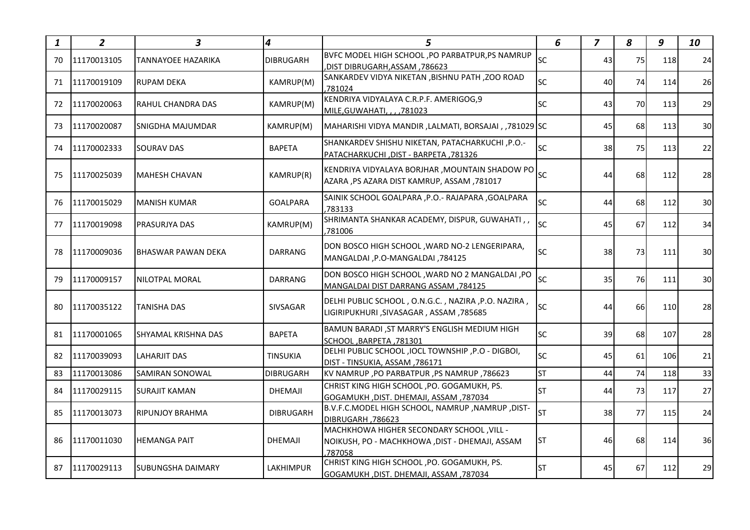| 1 | 2 | 3 | 4 | 5 | 6 | 7 | 8 | 9 | 10 |
|---|---|---|---|---|---|---|---|---|---|
| 70 | 11170013105 | TANNAYOEE HAZARIKA | DIBRUGARH | BVFC MODEL HIGH SCHOOL ,PO PARBATPUR,PS NAMRUP ,DIST DIBRUGARH,ASSAM ,786623 | SC | 43 | 75 | 118 | 24 |
| 71 | 11170019109 | RUPAM DEKA | KAMRUP(M) | SANKARDEV VIDYA NIKETAN ,BISHNU PATH ,ZOO ROAD ,781024 | SC | 40 | 74 | 114 | 26 |
| 72 | 11170020063 | RAHUL CHANDRA DAS | KAMRUP(M) | KENDRIYA VIDYALAYA C.R.P.F. AMERIGOG,9 MILE,GUWAHATI, , , ,781023 | SC | 43 | 70 | 113 | 29 |
| 73 | 11170020087 | SNIGDHA MAJUMDAR | KAMRUP(M) | MAHARISHI VIDYA MANDIR ,LALMATI, BORSAJAI , ,781029 | SC | 45 | 68 | 113 | 30 |
| 74 | 11170002333 | SOURAV DAS | BAPETA | SHANKARDEV SHISHU NIKETAN, PATACHARKUCHI ,P.O.-PATACHARKUCHI ,DIST - BARPETA ,781326 | SC | 38 | 75 | 113 | 22 |
| 75 | 11170025039 | MAHESH CHAVAN | KAMRUP(R) | KENDRIYA VIDYALAYA BORJHAR ,MOUNTAIN SHADOW PO AZARA ,PS AZARA DIST KAMRUP, ASSAM ,781017 | SC | 44 | 68 | 112 | 28 |
| 76 | 11170015029 | MANISH KUMAR | GOALPARA | SAINIK SCHOOL GOALPARA ,P.O.- RAJAPARA ,GOALPARA ,783133 | SC | 44 | 68 | 112 | 30 |
| 77 | 11170019098 | PRASURJYA DAS | KAMRUP(M) | SHRIMANTA SHANKAR ACADEMY, DISPUR, GUWAHATI , , ,781006 | SC | 45 | 67 | 112 | 34 |
| 78 | 11170009036 | BHASWAR PAWAN DEKA | DARRANG | DON BOSCO HIGH SCHOOL ,WARD NO-2 LENGERIPARA, MANGALDAI ,P.O-MANGALDAI ,784125 | SC | 38 | 73 | 111 | 30 |
| 79 | 11170009157 | NILOTPAL MORAL | DARRANG | DON BOSCO HIGH SCHOOL ,WARD NO 2 MANGALDAI ,PO MANGALDAI DIST DARRANG ASSAM ,784125 | SC | 35 | 76 | 111 | 30 |
| 80 | 11170035122 | TANISHA DAS | SIVSAGAR | DELHI PUBLIC SCHOOL , O.N.G.C. , NAZIRA ,P.O. NAZIRA , LIGIRIPUKHURI ,SIVASAGAR , ASSAM ,785685 | SC | 44 | 66 | 110 | 28 |
| 81 | 11170001065 | SHYAMAL KRISHNA DAS | BAPETA | BAMUN BARADI ,ST MARRY'S ENGLISH MEDIUM HIGH SCHOOL ,BARPETA ,781301 | SC | 39 | 68 | 107 | 28 |
| 82 | 11170039093 | LAHARJIT DAS | TINSUKIA | DELHI PUBLIC SCHOOL ,IOCL TOWNSHIP ,P.O - DIGBOI, DIST - TINSUKIA, ASSAM ,786171 | SC | 45 | 61 | 106 | 21 |
| 83 | 11170013086 | SAMIRAN SONOWAL | DIBRUGARH | KV NAMRUP ,PO PARBATPUR ,PS NAMRUP ,786623 | ST | 44 | 74 | 118 | 33 |
| 84 | 11170029115 | SURAJIT KAMAN | DHEMAJI | CHRIST KING HIGH SCHOOL ,PO. GOGAMUKH, PS. GOGAMUKH ,DIST. DHEMAJI, ASSAM ,787034 | ST | 44 | 73 | 117 | 27 |
| 85 | 11170013073 | RIPUNJOY BRAHMA | DIBRUGARH | B.V.F.C.MODEL HIGH SCHOOL, NAMRUP ,NAMRUP ,DIST-DIBRUGARH ,786623 | ST | 38 | 77 | 115 | 24 |
| 86 | 11170011030 | HEMANGA PAIT | DHEMAJI | MACHKHOWA HIGHER SECONDARY SCHOOL ,VILL - NOIKUSH, PO - MACHKHOWA ,DIST - DHEMAJI, ASSAM ,787058 | ST | 46 | 68 | 114 | 36 |
| 87 | 11170029113 | SUBUNGSHA DAIMARY | LAKHIMPUR | CHRIST KING HIGH SCHOOL ,PO. GOGAMUKH, PS. GOGAMUKH ,DIST. DHEMAJI, ASSAM ,787034 | ST | 45 | 67 | 112 | 29 |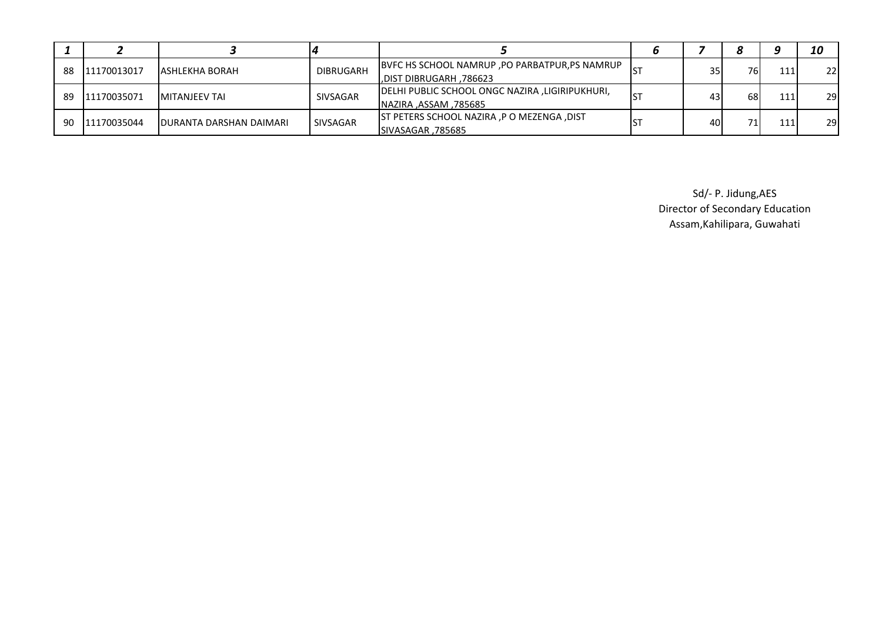| 1 | 2 | 3 | 4 | 5 | 6 | 7 | 8 | 9 | 10 |
|---|---|---|---|---|---|---|---|---|---|
| 88 | 11170013017 | ASHLEKHA BORAH | DIBRUGARH | BVFC HS SCHOOL NAMRUP ,PO PARBATPUR,PS NAMRUP ,DIST DIBRUGARH ,786623 | ST | 35 | 76 | 111 | 22 |
| 89 | 11170035071 | MITANJEEV TAI | SIVSAGAR | DELHI PUBLIC SCHOOL ONGC NAZIRA ,LIGIRIPUKHURI, NAZIRA ,ASSAM ,785685 | ST | 43 | 68 | 111 | 29 |
| 90 | 11170035044 | DURANTA DARSHAN DAIMARI | SIVSAGAR | ST PETERS SCHOOL NAZIRA ,P O MEZENGA ,DIST SIVASAGAR ,785685 | ST | 40 | 71 | 111 | 29 |

Sd/- P. Jidung,AES
Director of Secondary Education
Assam,Kahilipara, Guwahati